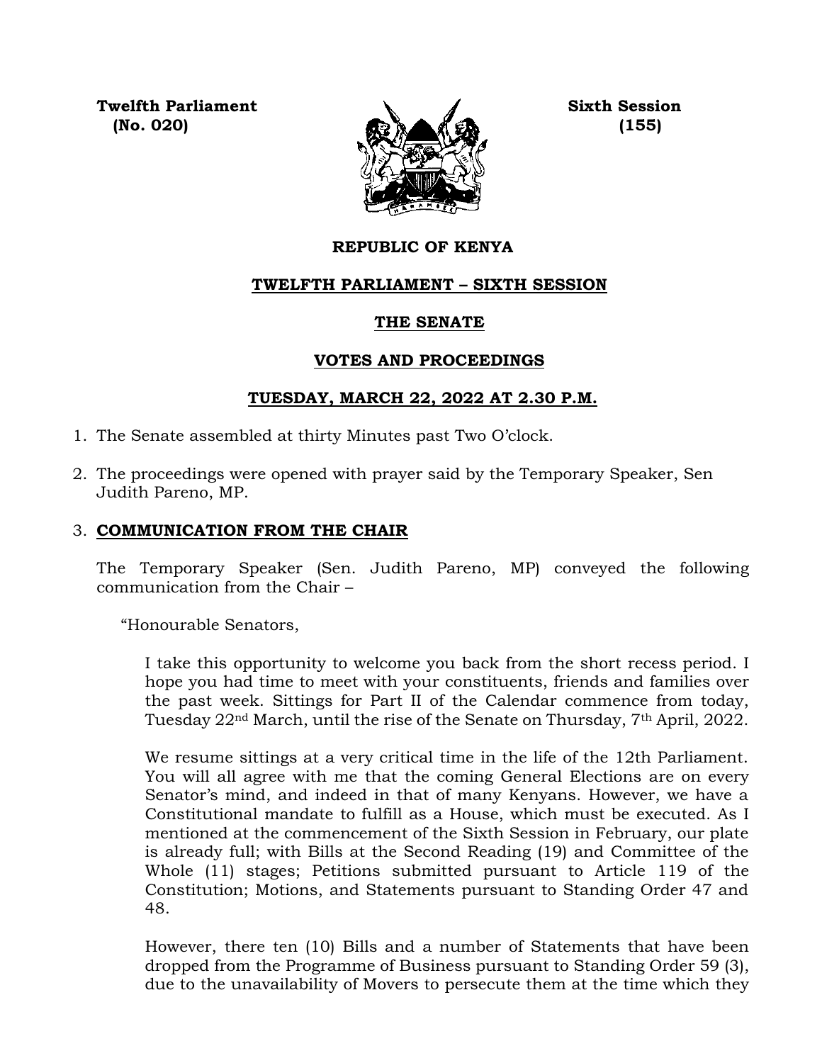**Twelfth Parliament**
**(No. 020)**

**Sixth Session**
**(155)**

# REPUBLIC OF KENYA

## TWELFTH PARLIAMENT – SIXTH SESSION

## THE SENATE

## VOTES AND PROCEEDINGS

## TUESDAY, MARCH 22, 2022 AT 2.30 P.M.

1. The Senate assembled at thirty Minutes past Two O'clock.

2. The proceedings were opened with prayer said by the Temporary Speaker, Sen Judith Pareno, MP.

3. **COMMUNICATION FROM THE CHAIR**

   The Temporary Speaker (Sen. Judith Pareno, MP) conveyed the following communication from the Chair –

   "Honourable Senators,

   I take this opportunity to welcome you back from the short recess period. I hope you had time to meet with your constituents, friends and families over the past week. Sittings for Part II of the Calendar commence from today, Tuesday 22nd March, until the rise of the Senate on Thursday, 7th April, 2022.

   We resume sittings at a very critical time in the life of the 12th Parliament. You will all agree with me that the coming General Elections are on every Senator's mind, and indeed in that of many Kenyans. However, we have a Constitutional mandate to fulfill as a House, which must be executed. As I mentioned at the commencement of the Sixth Session in February, our plate is already full; with Bills at the Second Reading (19) and Committee of the Whole (11) stages; Petitions submitted pursuant to Article 119 of the Constitution; Motions, and Statements pursuant to Standing Order 47 and 48.

   However, there ten (10) Bills and a number of Statements that have been dropped from the Programme of Business pursuant to Standing Order 59 (3), due to the unavailability of Movers to persecute them at the time which they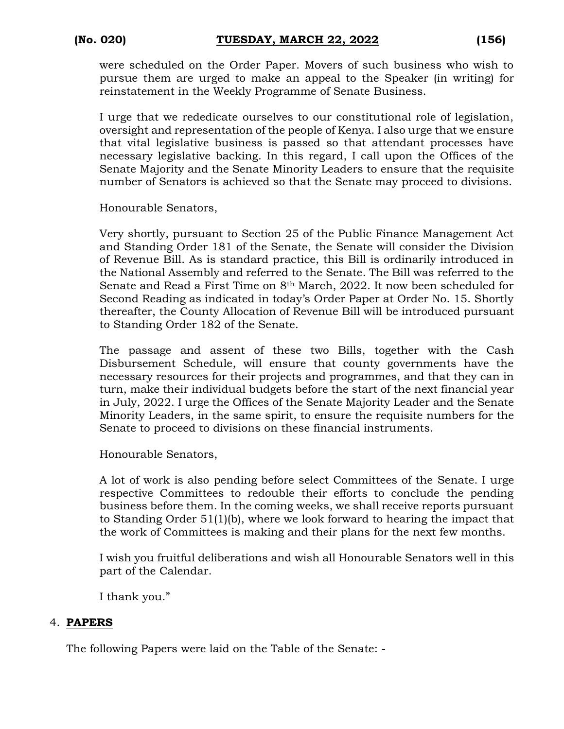were scheduled on the Order Paper. Movers of such business who wish to pursue them are urged to make an appeal to the Speaker (in writing) for reinstatement in the Weekly Programme of Senate Business.

I urge that we rededicate ourselves to our constitutional role of legislation, oversight and representation of the people of Kenya. I also urge that we ensure that vital legislative business is passed so that attendant processes have necessary legislative backing. In this regard, I call upon the Offices of the Senate Majority and the Senate Minority Leaders to ensure that the requisite number of Senators is achieved so that the Senate may proceed to divisions.

Honourable Senators,

Very shortly, pursuant to Section 25 of the Public Finance Management Act and Standing Order 181 of the Senate, the Senate will consider the Division of Revenue Bill. As is standard practice, this Bill is ordinarily introduced in the National Assembly and referred to the Senate. The Bill was referred to the Senate and Read a First Time on 8th March, 2022. It now been scheduled for Second Reading as indicated in today's Order Paper at Order No. 15. Shortly thereafter, the County Allocation of Revenue Bill will be introduced pursuant to Standing Order 182 of the Senate.

The passage and assent of these two Bills, together with the Cash Disbursement Schedule, will ensure that county governments have the necessary resources for their projects and programmes, and that they can in turn, make their individual budgets before the start of the next financial year in July, 2022. I urge the Offices of the Senate Majority Leader and the Senate Minority Leaders, in the same spirit, to ensure the requisite numbers for the Senate to proceed to divisions on these financial instruments.

Honourable Senators,

A lot of work is also pending before select Committees of the Senate. I urge respective Committees to redouble their efforts to conclude the pending business before them. In the coming weeks, we shall receive reports pursuant to Standing Order 51(1)(b), where we look forward to hearing the impact that the work of Committees is making and their plans for the next few months.

I wish you fruitful deliberations and wish all Honourable Senators well in this part of the Calendar.

I thank you."

4. **PAPERS**

The following Papers were laid on the Table of the Senate: -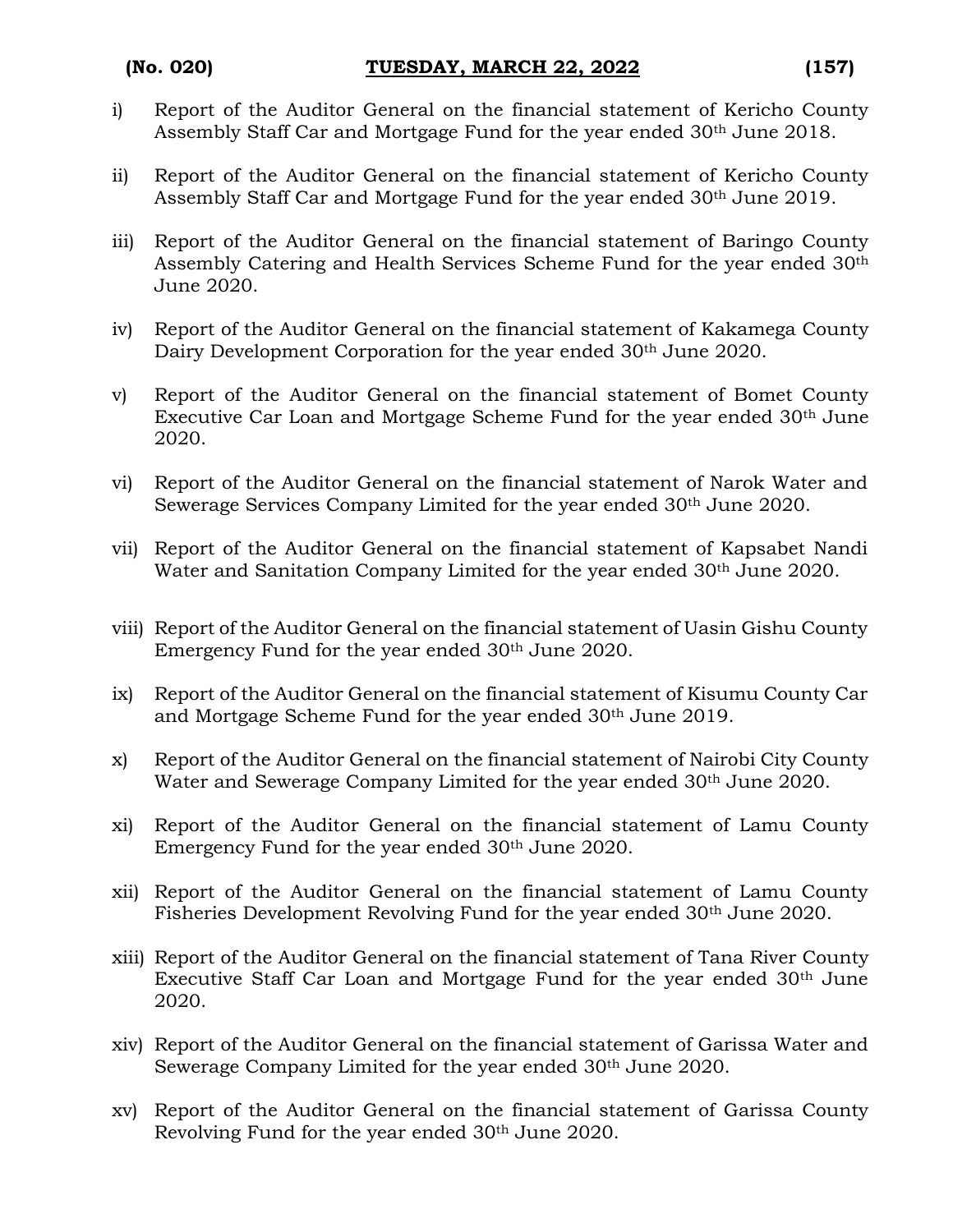i) Report of the Auditor General on the financial statement of Kericho County Assembly Staff Car and Mortgage Fund for the year ended 30th June 2018.

ii) Report of the Auditor General on the financial statement of Kericho County Assembly Staff Car and Mortgage Fund for the year ended 30th June 2019.

iii) Report of the Auditor General on the financial statement of Baringo County Assembly Catering and Health Services Scheme Fund for the year ended 30th June 2020.

iv) Report of the Auditor General on the financial statement of Kakamega County Dairy Development Corporation for the year ended 30th June 2020.

v) Report of the Auditor General on the financial statement of Bomet County Executive Car Loan and Mortgage Scheme Fund for the year ended 30th June 2020.

vi) Report of the Auditor General on the financial statement of Narok Water and Sewerage Services Company Limited for the year ended 30th June 2020.

vii) Report of the Auditor General on the financial statement of Kapsabet Nandi Water and Sanitation Company Limited for the year ended 30th June 2020.

viii) Report of the Auditor General on the financial statement of Uasin Gishu County Emergency Fund for the year ended 30th June 2020.

ix) Report of the Auditor General on the financial statement of Kisumu County Car and Mortgage Scheme Fund for the year ended 30th June 2019.

x) Report of the Auditor General on the financial statement of Nairobi City County Water and Sewerage Company Limited for the year ended 30th June 2020.

xi) Report of the Auditor General on the financial statement of Lamu County Emergency Fund for the year ended 30th June 2020.

xii) Report of the Auditor General on the financial statement of Lamu County Fisheries Development Revolving Fund for the year ended 30th June 2020.

xiii) Report of the Auditor General on the financial statement of Tana River County Executive Staff Car Loan and Mortgage Fund for the year ended 30th June 2020.

xiv) Report of the Auditor General on the financial statement of Garissa Water and Sewerage Company Limited for the year ended 30th June 2020.

xv) Report of the Auditor General on the financial statement of Garissa County Revolving Fund for the year ended 30th June 2020.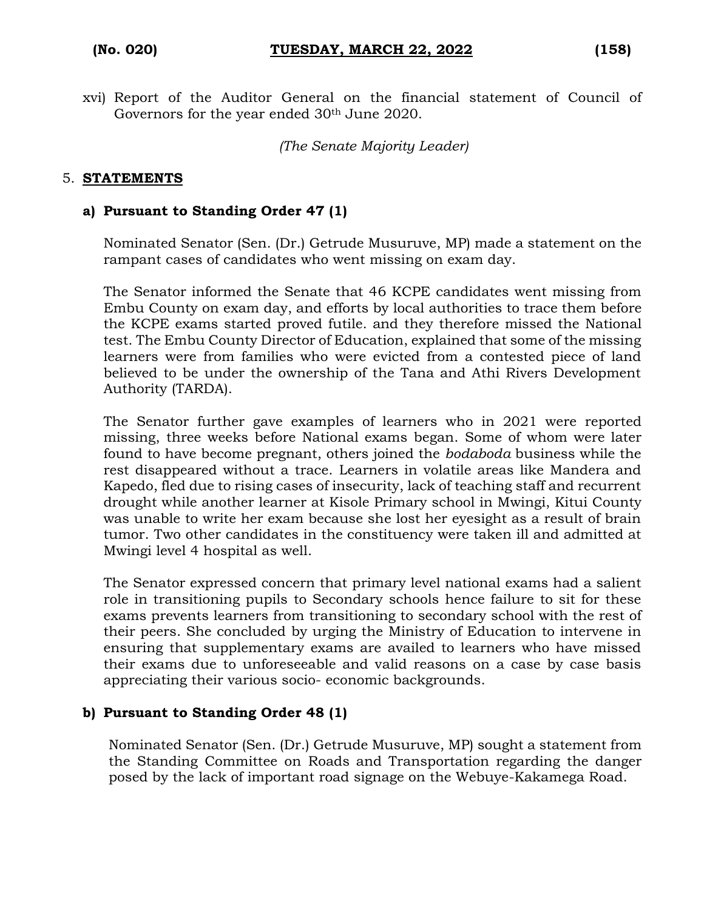xvi) Report of the Auditor General on the financial statement of Council of Governors for the year ended 30th June 2020.

*(The Senate Majority Leader)*

5. **STATEMENTS**

**a) Pursuant to Standing Order 47 (1)**

Nominated Senator (Sen. (Dr.) Getrude Musuruve, MP) made a statement on the rampant cases of candidates who went missing on exam day.

The Senator informed the Senate that 46 KCPE candidates went missing from Embu County on exam day, and efforts by local authorities to trace them before the KCPE exams started proved futile. and they therefore missed the National test. The Embu County Director of Education, explained that some of the missing learners were from families who were evicted from a contested piece of land believed to be under the ownership of the Tana and Athi Rivers Development Authority (TARDA).

The Senator further gave examples of learners who in 2021 were reported missing, three weeks before National exams began. Some of whom were later found to have become pregnant, others joined the *bodaboda* business while the rest disappeared without a trace. Learners in volatile areas like Mandera and Kapedo, fled due to rising cases of insecurity, lack of teaching staff and recurrent drought while another learner at Kisole Primary school in Mwingi, Kitui County was unable to write her exam because she lost her eyesight as a result of brain tumor. Two other candidates in the constituency were taken ill and admitted at Mwingi level 4 hospital as well.

The Senator expressed concern that primary level national exams had a salient role in transitioning pupils to Secondary schools hence failure to sit for these exams prevents learners from transitioning to secondary school with the rest of their peers. She concluded by urging the Ministry of Education to intervene in ensuring that supplementary exams are availed to learners who have missed their exams due to unforeseeable and valid reasons on a case by case basis appreciating their various socio- economic backgrounds.

**b) Pursuant to Standing Order 48 (1)**

Nominated Senator (Sen. (Dr.) Getrude Musuruve, MP) sought a statement from the Standing Committee on Roads and Transportation regarding the danger posed by the lack of important road signage on the Webuye-Kakamega Road.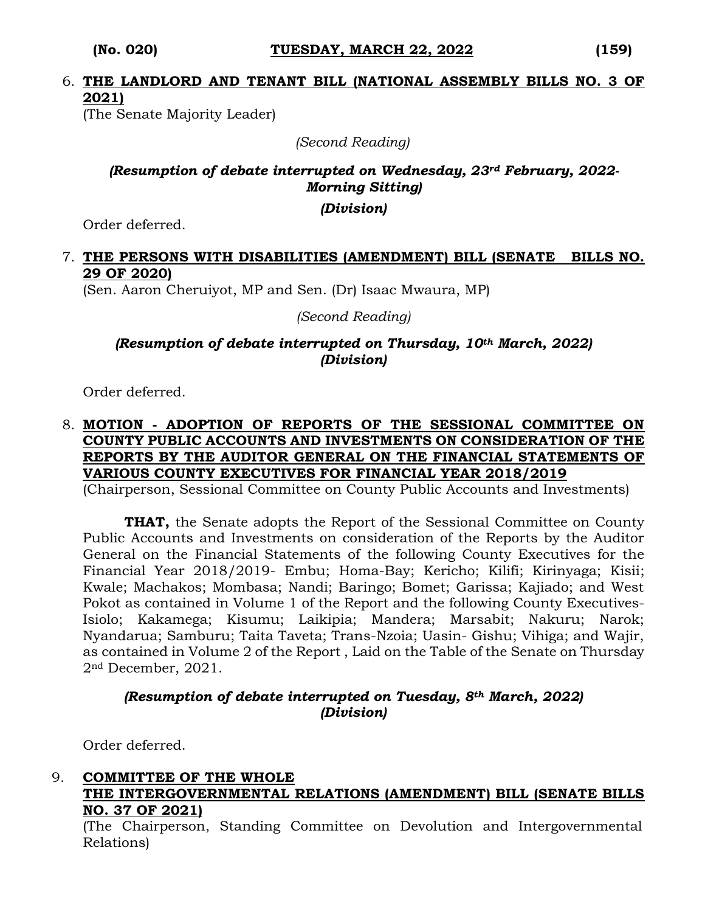6. **<u>THE LANDLORD AND TENANT BILL (NATIONAL ASSEMBLY BILLS NO. 3 OF 2021)</u>**
(The Senate Majority Leader)

*(Second Reading)*

***(Resumption of debate interrupted on Wednesday, 23rd February, 2022- Morning Sitting)***

***(Division)***

Order deferred.

7. **<u>THE PERSONS WITH DISABILITIES (AMENDMENT) BILL (SENATE BILLS NO. 29 OF 2020)</u>**
(Sen. Aaron Cheruiyot, MP and Sen. (Dr) Isaac Mwaura, MP)

*(Second Reading)*

***(Resumption of debate interrupted on Thursday, 10th March, 2022)***
***(Division)***

Order deferred.

8. **<u>MOTION - ADOPTION OF REPORTS OF THE SESSIONAL COMMITTEE ON COUNTY PUBLIC ACCOUNTS AND INVESTMENTS ON CONSIDERATION OF THE REPORTS BY THE AUDITOR GENERAL ON THE FINANCIAL STATEMENTS OF VARIOUS COUNTY EXECUTIVES FOR FINANCIAL YEAR 2018/2019</u>**
(Chairperson, Sessional Committee on County Public Accounts and Investments)

**THAT,** the Senate adopts the Report of the Sessional Committee on County Public Accounts and Investments on consideration of the Reports by the Auditor General on the Financial Statements of the following County Executives for the Financial Year 2018/2019- Embu; Homa-Bay; Kericho; Kilifi; Kirinyaga; Kisii; Kwale; Machakos; Mombasa; Nandi; Baringo; Bomet; Garissa; Kajiado; and West Pokot as contained in Volume 1 of the Report and the following County Executives- Isiolo; Kakamega; Kisumu; Laikipia; Mandera; Marsabit; Nakuru; Narok; Nyandarua; Samburu; Taita Taveta; Trans-Nzoia; Uasin- Gishu; Vihiga; and Wajir, as contained in Volume 2 of the Report , Laid on the Table of the Senate on Thursday 2nd December, 2021.

***(Resumption of debate interrupted on Tuesday, 8th March, 2022)***
***(Division)***

Order deferred.

9. **<u>COMMITTEE OF THE WHOLE</u>**
**<u>THE INTERGOVERNMENTAL RELATIONS (AMENDMENT) BILL (SENATE BILLS NO. 37 OF 2021)</u>**
(The Chairperson, Standing Committee on Devolution and Intergovernmental Relations)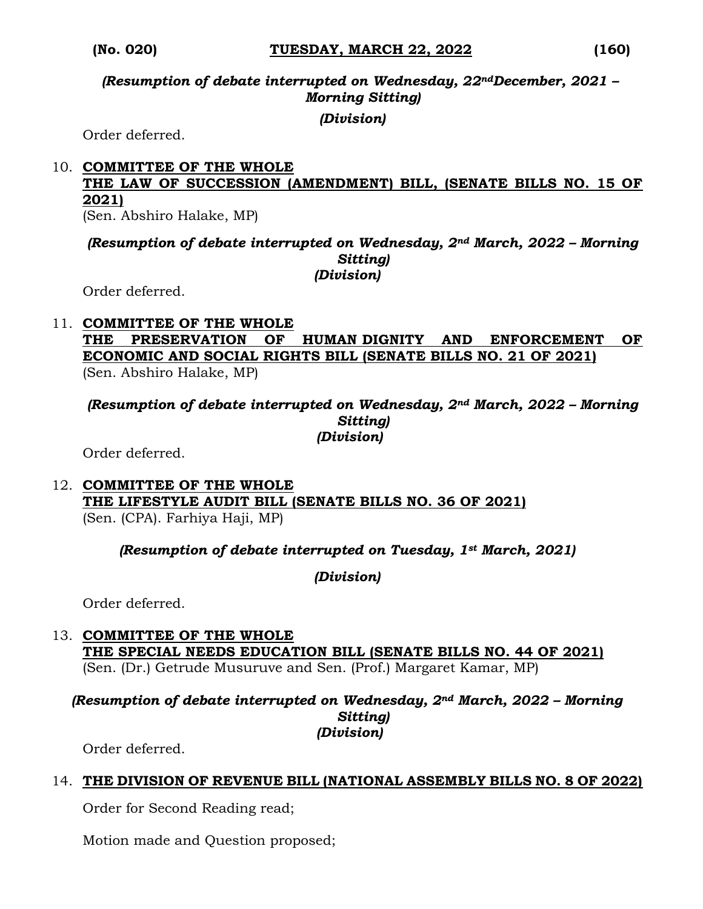*(Resumption of debate interrupted on Wednesday, 22nd December, 2021 – Morning Sitting)*

*(Division)*

Order deferred.

10. **COMMITTEE OF THE WHOLE**
    **THE LAW OF SUCCESSION (AMENDMENT) BILL, (SENATE BILLS NO. 15 OF 2021)**
    (Sen. Abshiro Halake, MP)

*(Resumption of debate interrupted on Wednesday, 2nd March, 2022 – Morning Sitting)*
*(Division)*

Order deferred.

11. **COMMITTEE OF THE WHOLE**
    **THE PRESERVATION OF HUMAN DIGNITY AND ENFORCEMENT OF ECONOMIC AND SOCIAL RIGHTS BILL (SENATE BILLS NO. 21 OF 2021)**
    (Sen. Abshiro Halake, MP)

*(Resumption of debate interrupted on Wednesday, 2nd March, 2022 – Morning Sitting)*
*(Division)*

Order deferred.

12. **COMMITTEE OF THE WHOLE**
    **THE LIFESTYLE AUDIT BILL (SENATE BILLS NO. 36 OF 2021)**
    (Sen. (CPA). Farhiya Haji, MP)

*(Resumption of debate interrupted on Tuesday, 1st March, 2021)*

*(Division)*

Order deferred.

13. **COMMITTEE OF THE WHOLE**
    **THE SPECIAL NEEDS EDUCATION BILL (SENATE BILLS NO. 44 OF 2021)**
    (Sen. (Dr.) Getrude Musuruve and Sen. (Prof.) Margaret Kamar, MP)

*(Resumption of debate interrupted on Wednesday, 2nd March, 2022 – Morning Sitting)*
*(Division)*

Order deferred.

14. **THE DIVISION OF REVENUE BILL (NATIONAL ASSEMBLY BILLS NO. 8 OF 2022)**

Order for Second Reading read;

Motion made and Question proposed;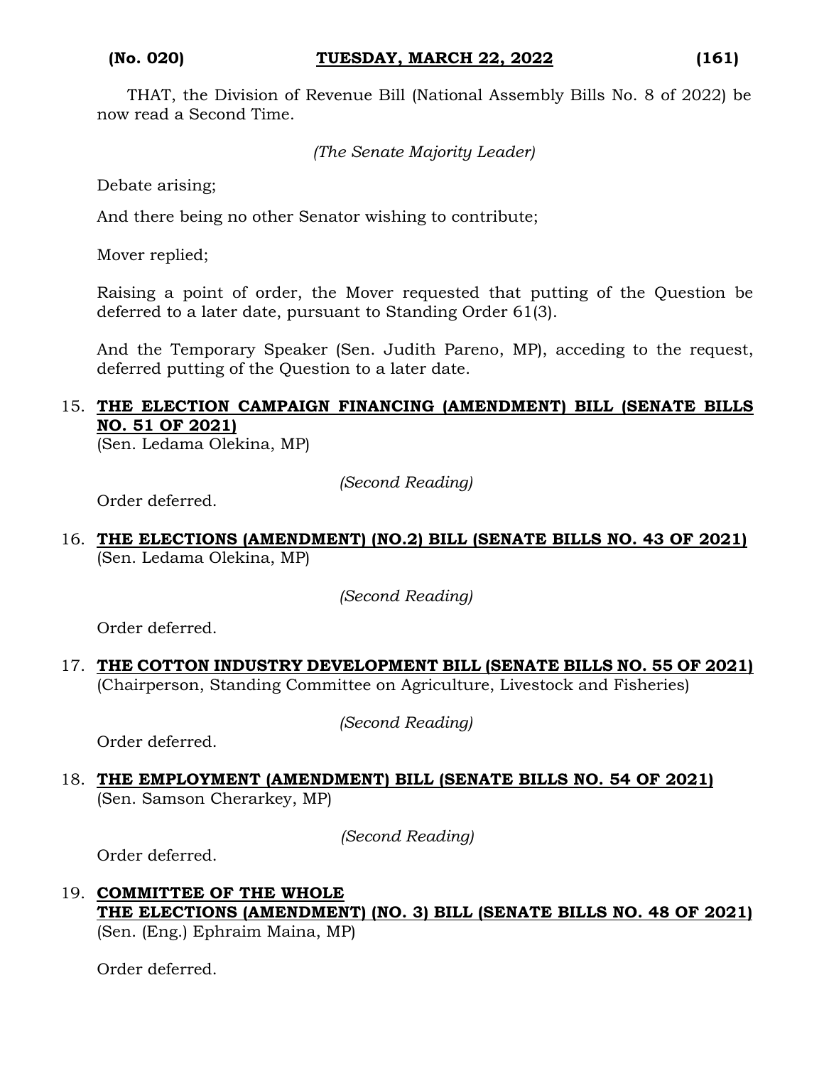THAT, the Division of Revenue Bill (National Assembly Bills No. 8 of 2022) be now read a Second Time.

*(The Senate Majority Leader)*

Debate arising;

And there being no other Senator wishing to contribute;

Mover replied;

Raising a point of order, the Mover requested that putting of the Question be deferred to a later date, pursuant to Standing Order 61(3).

And the Temporary Speaker (Sen. Judith Pareno, MP), acceding to the request, deferred putting of the Question to a later date.

15. **THE ELECTION CAMPAIGN FINANCING (AMENDMENT) BILL (SENATE BILLS NO. 51 OF 2021)**
(Sen. Ledama Olekina, MP)

*(Second Reading)*

Order deferred.

16. **THE ELECTIONS (AMENDMENT) (NO.2) BILL (SENATE BILLS NO. 43 OF 2021)**
(Sen. Ledama Olekina, MP)

*(Second Reading)*

Order deferred.

17. **THE COTTON INDUSTRY DEVELOPMENT BILL (SENATE BILLS NO. 55 OF 2021)**
(Chairperson, Standing Committee on Agriculture, Livestock and Fisheries)

*(Second Reading)*

Order deferred.

18. **THE EMPLOYMENT (AMENDMENT) BILL (SENATE BILLS NO. 54 OF 2021)**
(Sen. Samson Cherarkey, MP)

*(Second Reading)*

Order deferred.

19. **COMMITTEE OF THE WHOLE**
**THE ELECTIONS (AMENDMENT) (NO. 3) BILL (SENATE BILLS NO. 48 OF 2021)**
(Sen. (Eng.) Ephraim Maina, MP)

Order deferred.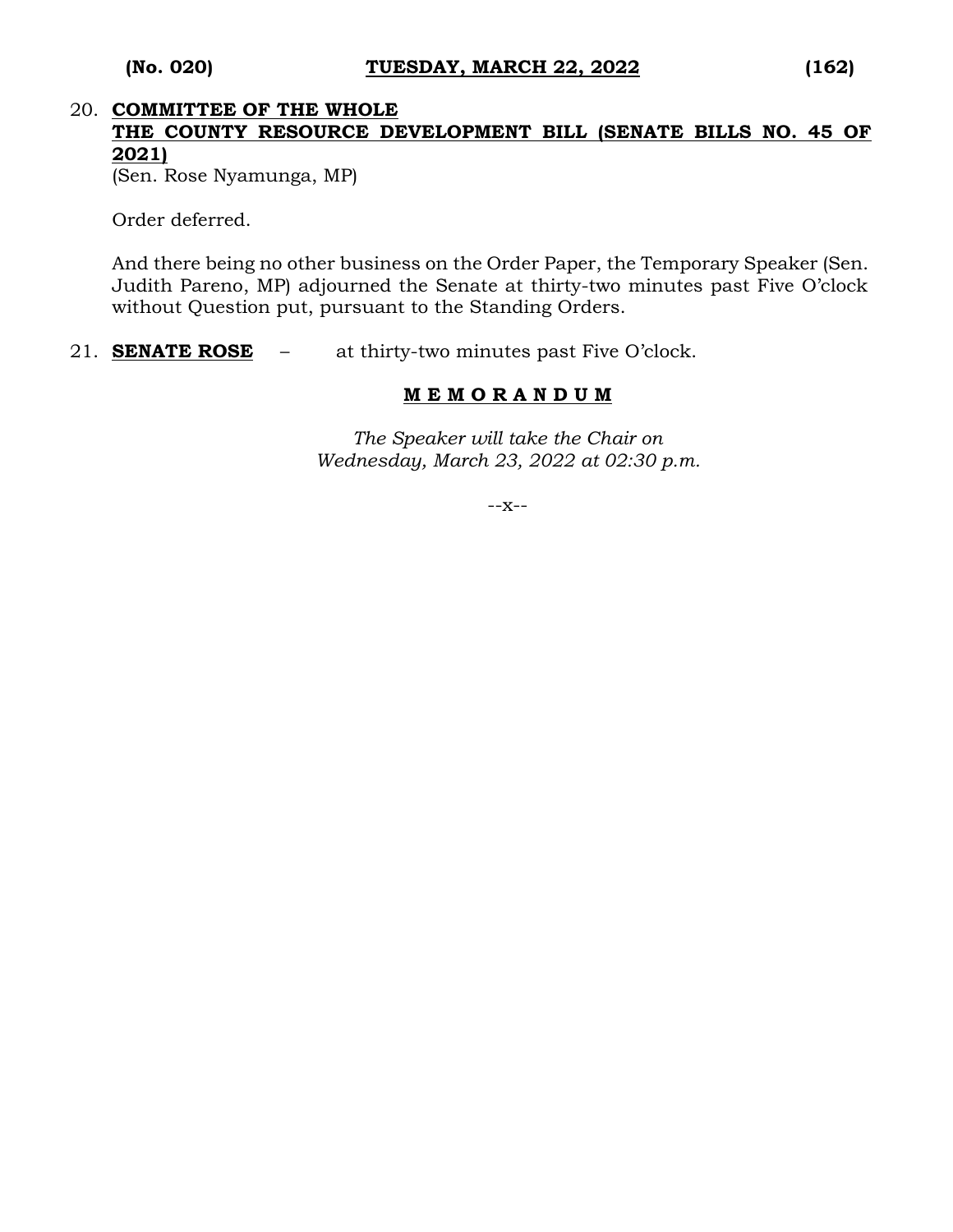20. **COMMITTEE OF THE WHOLE**
**THE COUNTY RESOURCE DEVELOPMENT BILL (SENATE BILLS NO. 45 OF 2021)**
(Sen. Rose Nyamunga, MP)

Order deferred.

And there being no other business on the Order Paper, the Temporary Speaker (Sen. Judith Pareno, MP) adjourned the Senate at thirty-two minutes past Five O'clock without Question put, pursuant to the Standing Orders.

21. **SENATE ROSE** – at thirty-two minutes past Five O'clock.

**M E M O R A N D U M**

*The Speaker will take the Chair on Wednesday, March 23, 2022 at 02:30 p.m.*

--x--